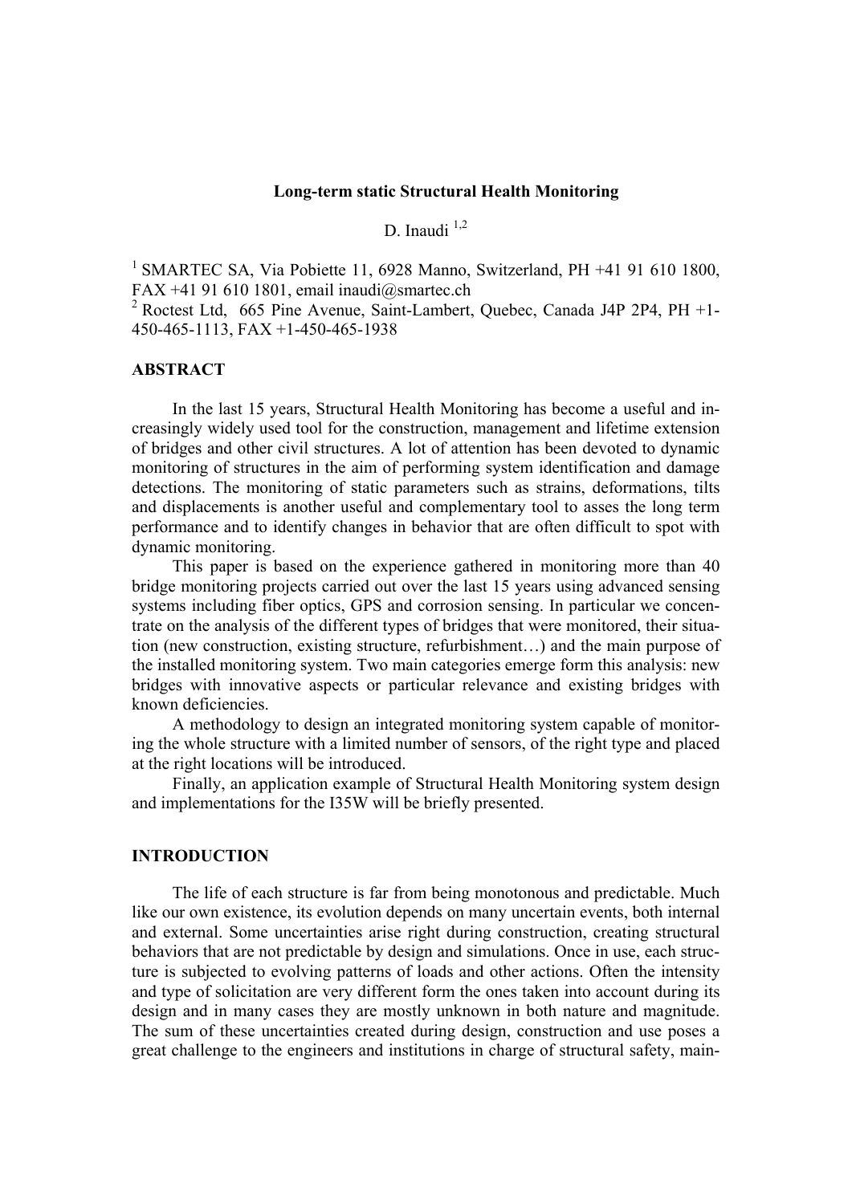# Long-term static Structural Health Monitoring

D. Inaudi [1,2]

[1] SMARTEC SA, Via Pobiette 11, 6928 Manno, Switzerland, PH +41 91 610 1800, FAX +41 91 610 1801, email inaudi@smartec.ch

[2] Roctest Ltd, 665 Pine Avenue, Saint-Lambert, Quebec, Canada J4P 2P4, PH +1-450-465-1113, FAX +1-450-465-1938

## ABSTRACT

In the last 15 years, Structural Health Monitoring has become a useful and increasingly widely used tool for the construction, management and lifetime extension of bridges and other civil structures. A lot of attention has been devoted to dynamic monitoring of structures in the aim of performing system identification and damage detections. The monitoring of static parameters such as strains, deformations, tilts and displacements is another useful and complementary tool to asses the long term performance and to identify changes in behavior that are often difficult to spot with dynamic monitoring.

This paper is based on the experience gathered in monitoring more than 40 bridge monitoring projects carried out over the last 15 years using advanced sensing systems including fiber optics, GPS and corrosion sensing. In particular we concentrate on the analysis of the different types of bridges that were monitored, their situation (new construction, existing structure, refurbishment…) and the main purpose of the installed monitoring system. Two main categories emerge form this analysis: new bridges with innovative aspects or particular relevance and existing bridges with known deficiencies.

A methodology to design an integrated monitoring system capable of monitoring the whole structure with a limited number of sensors, of the right type and placed at the right locations will be introduced.

Finally, an application example of Structural Health Monitoring system design and implementations for the I35W will be briefly presented.

## INTRODUCTION

The life of each structure is far from being monotonous and predictable. Much like our own existence, its evolution depends on many uncertain events, both internal and external. Some uncertainties arise right during construction, creating structural behaviors that are not predictable by design and simulations. Once in use, each structure is subjected to evolving patterns of loads and other actions. Often the intensity and type of solicitation are very different form the ones taken into account during its design and in many cases they are mostly unknown in both nature and magnitude. The sum of these uncertainties created during design, construction and use poses a great challenge to the engineers and institutions in charge of structural safety, main-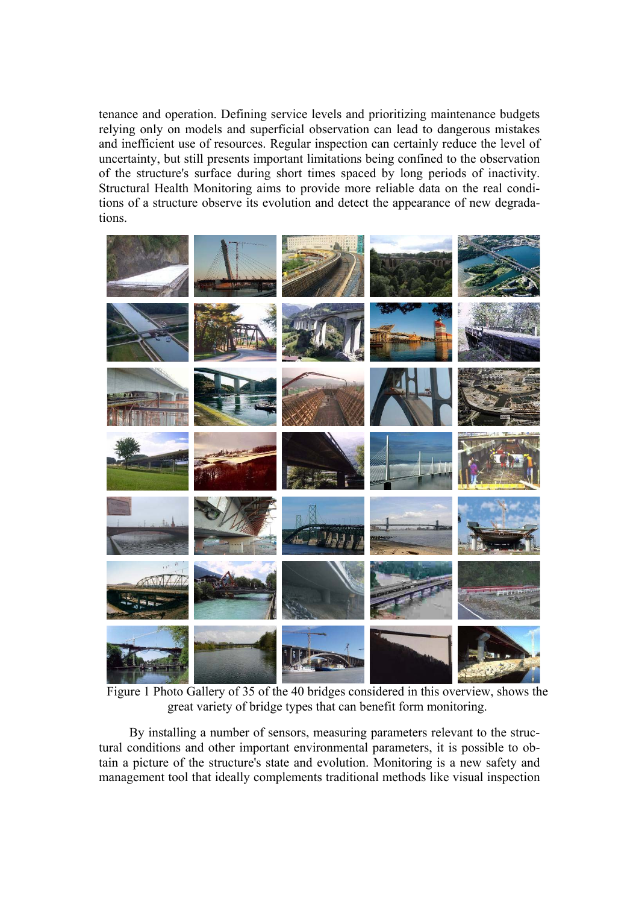tenance and operation. Defining service levels and prioritizing maintenance budgets relying only on models and superficial observation can lead to dangerous mistakes and inefficient use of resources. Regular inspection can certainly reduce the level of uncertainty, but still presents important limitations being confined to the observation of the structure's surface during short times spaced by long periods of inactivity. Structural Health Monitoring aims to provide more reliable data on the real conditions of a structure observe its evolution and detect the appearance of new degradations.

Figure 1 Photo Gallery of 35 of the 40 bridges considered in this overview, shows the great variety of bridge types that can benefit form monitoring.

By installing a number of sensors, measuring parameters relevant to the structural conditions and other important environmental parameters, it is possible to obtain a picture of the structure's state and evolution. Monitoring is a new safety and management tool that ideally complements traditional methods like visual inspection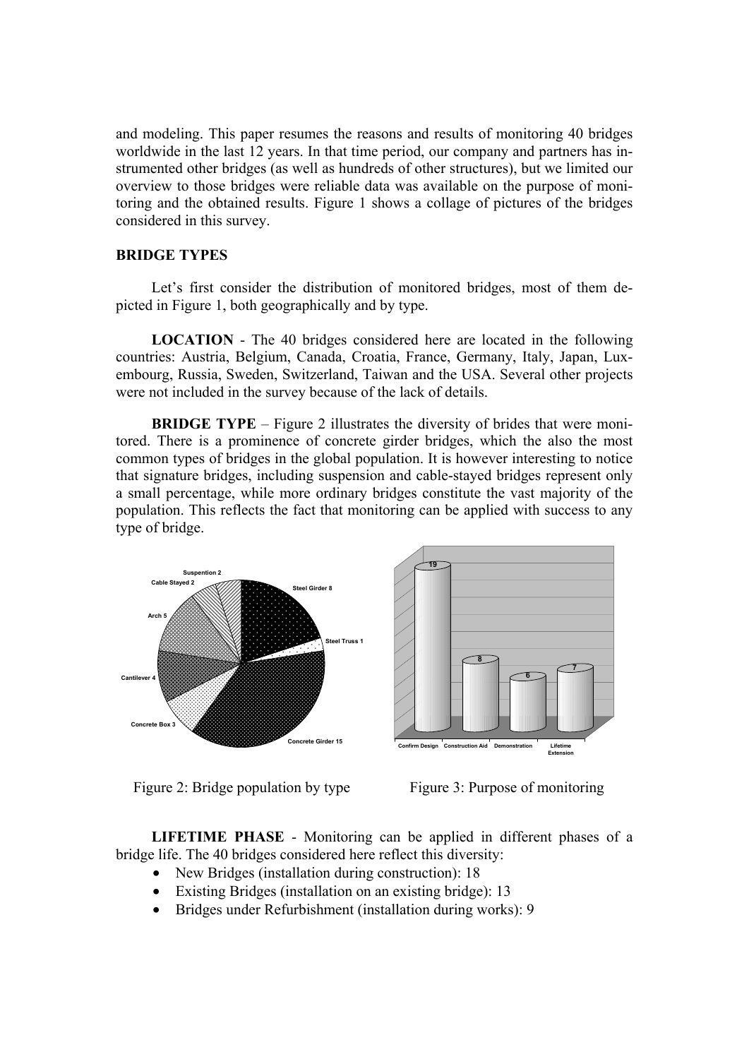and modeling. This paper resumes the reasons and results of monitoring 40 bridges worldwide in the last 12 years. In that time period, our company and partners has instrumented other bridges (as well as hundreds of other structures), but we limited our overview to those bridges were reliable data was available on the purpose of monitoring and the obtained results. Figure 1 shows a collage of pictures of the bridges considered in this survey.

## BRIDGE TYPES

Let's first consider the distribution of monitored bridges, most of them depicted in Figure 1, both geographically and by type.

**LOCATION** - The 40 bridges considered here are located in the following countries: Austria, Belgium, Canada, Croatia, France, Germany, Italy, Japan, Luxembourg, Russia, Sweden, Switzerland, Taiwan and the USA. Several other projects were not included in the survey because of the lack of details.

**BRIDGE TYPE** – Figure 2 illustrates the diversity of brides that were monitored. There is a prominence of concrete girder bridges, which the also the most common types of bridges in the global population. It is however interesting to notice that signature bridges, including suspension and cable-stayed bridges represent only a small percentage, while more ordinary bridges constitute the vast majority of the population. This reflects the fact that monitoring can be applied with success to any type of bridge.

Suspention 2, Cable Stayed 2, Arch 5, Cantilever 4, Concrete Box 3, Concrete Girder 15, Steel Truss 1, Steel Girder 8

Figure 2: Bridge population by type

Confirm Design 19, Construction Aid 8, Demonstration 6, Lifetime Extension 7

Figure 3: Purpose of monitoring

**LIFETIME PHASE** - Monitoring can be applied in different phases of a bridge life. The 40 bridges considered here reflect this diversity:

- New Bridges (installation during construction): 18
- Existing Bridges (installation on an existing bridge): 13
- Bridges under Refurbishment (installation during works): 9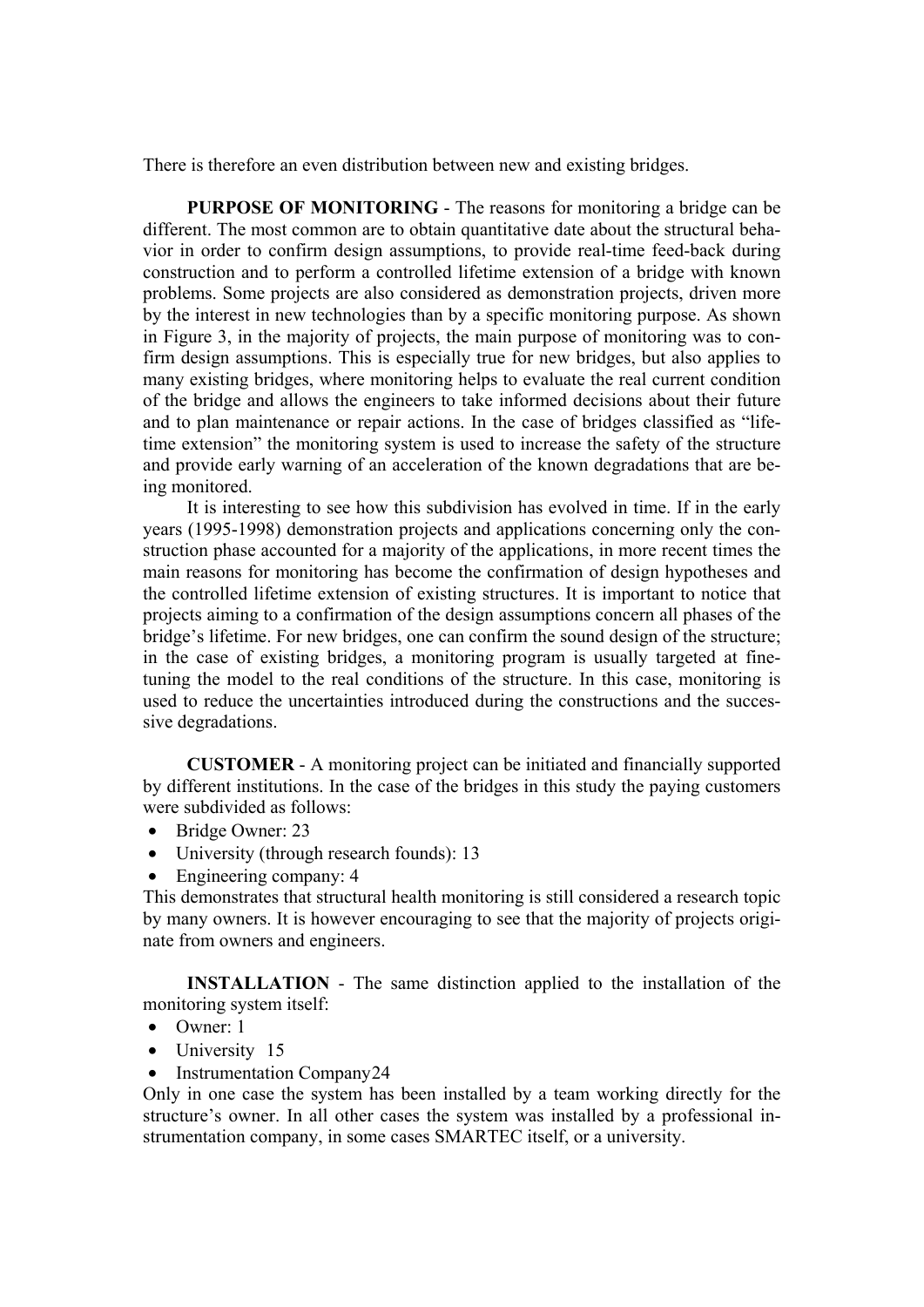There is therefore an even distribution between new and existing bridges.

**PURPOSE OF MONITORING** - The reasons for monitoring a bridge can be different. The most common are to obtain quantitative date about the structural behavior in order to confirm design assumptions, to provide real-time feed-back during construction and to perform a controlled lifetime extension of a bridge with known problems. Some projects are also considered as demonstration projects, driven more by the interest in new technologies than by a specific monitoring purpose. As shown in Figure 3, in the majority of projects, the main purpose of monitoring was to confirm design assumptions. This is especially true for new bridges, but also applies to many existing bridges, where monitoring helps to evaluate the real current condition of the bridge and allows the engineers to take informed decisions about their future and to plan maintenance or repair actions. In the case of bridges classified as "lifetime extension" the monitoring system is used to increase the safety of the structure and provide early warning of an acceleration of the known degradations that are being monitored.

It is interesting to see how this subdivision has evolved in time. If in the early years (1995-1998) demonstration projects and applications concerning only the construction phase accounted for a majority of the applications, in more recent times the main reasons for monitoring has become the confirmation of design hypotheses and the controlled lifetime extension of existing structures. It is important to notice that projects aiming to a confirmation of the design assumptions concern all phases of the bridge's lifetime. For new bridges, one can confirm the sound design of the structure; in the case of existing bridges, a monitoring program is usually targeted at fine-tuning the model to the real conditions of the structure. In this case, monitoring is used to reduce the uncertainties introduced during the constructions and the successive degradations.

**CUSTOMER** - A monitoring project can be initiated and financially supported by different institutions. In the case of the bridges in this study the paying customers were subdivided as follows:

- Bridge Owner: 23
- University (through research founds): 13
- Engineering company: 4

This demonstrates that structural health monitoring is still considered a research topic by many owners. It is however encouraging to see that the majority of projects originate from owners and engineers.

**INSTALLATION** - The same distinction applied to the installation of the monitoring system itself:

- Owner: 1
- University 15
- Instrumentation Company24

Only in one case the system has been installed by a team working directly for the structure's owner. In all other cases the system was installed by a professional instrumentation company, in some cases SMARTEC itself, or a university.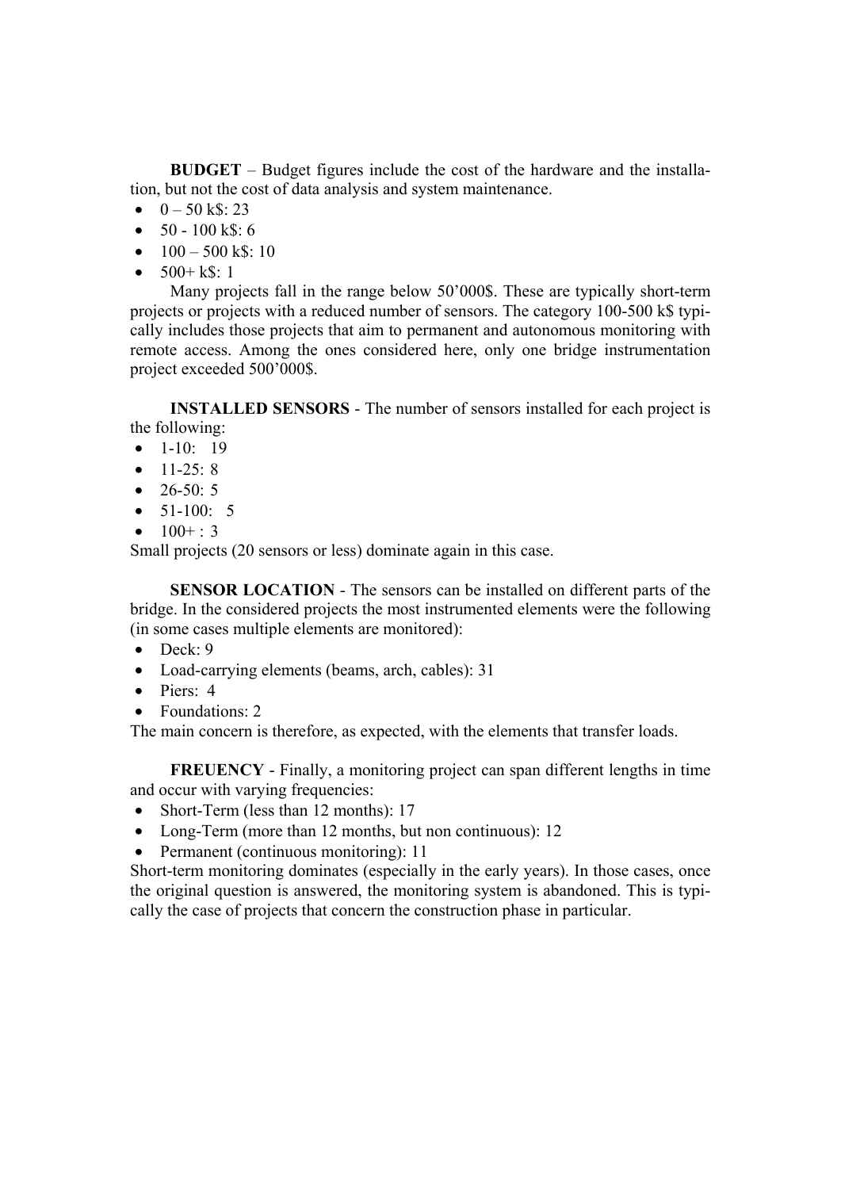**BUDGET** – Budget figures include the cost of the hardware and the installation, but not the cost of data analysis and system maintenance.

- 0 – 50 k$: 23
- 50 - 100 k$: 6
- 100 – 500 k$: 10
- 500+ k$: 1

Many projects fall in the range below 50'000$. These are typically short-term projects or projects with a reduced number of sensors. The category 100-500 k$ typically includes those projects that aim to permanent and autonomous monitoring with remote access. Among the ones considered here, only one bridge instrumentation project exceeded 500'000$.

**INSTALLED SENSORS** - The number of sensors installed for each project is the following:

- 1-10: 19
- 11-25: 8
- 26-50: 5
- 51-100: 5
- 100+ : 3

Small projects (20 sensors or less) dominate again in this case.

**SENSOR LOCATION** - The sensors can be installed on different parts of the bridge. In the considered projects the most instrumented elements were the following (in some cases multiple elements are monitored):

- Deck: 9
- Load-carrying elements (beams, arch, cables): 31
- Piers: 4
- Foundations: 2

The main concern is therefore, as expected, with the elements that transfer loads.

**FREUENCY** - Finally, a monitoring project can span different lengths in time and occur with varying frequencies:

- Short-Term (less than 12 months): 17
- Long-Term (more than 12 months, but non continuous): 12
- Permanent (continuous monitoring): 11

Short-term monitoring dominates (especially in the early years). In those cases, once the original question is answered, the monitoring system is abandoned. This is typically the case of projects that concern the construction phase in particular.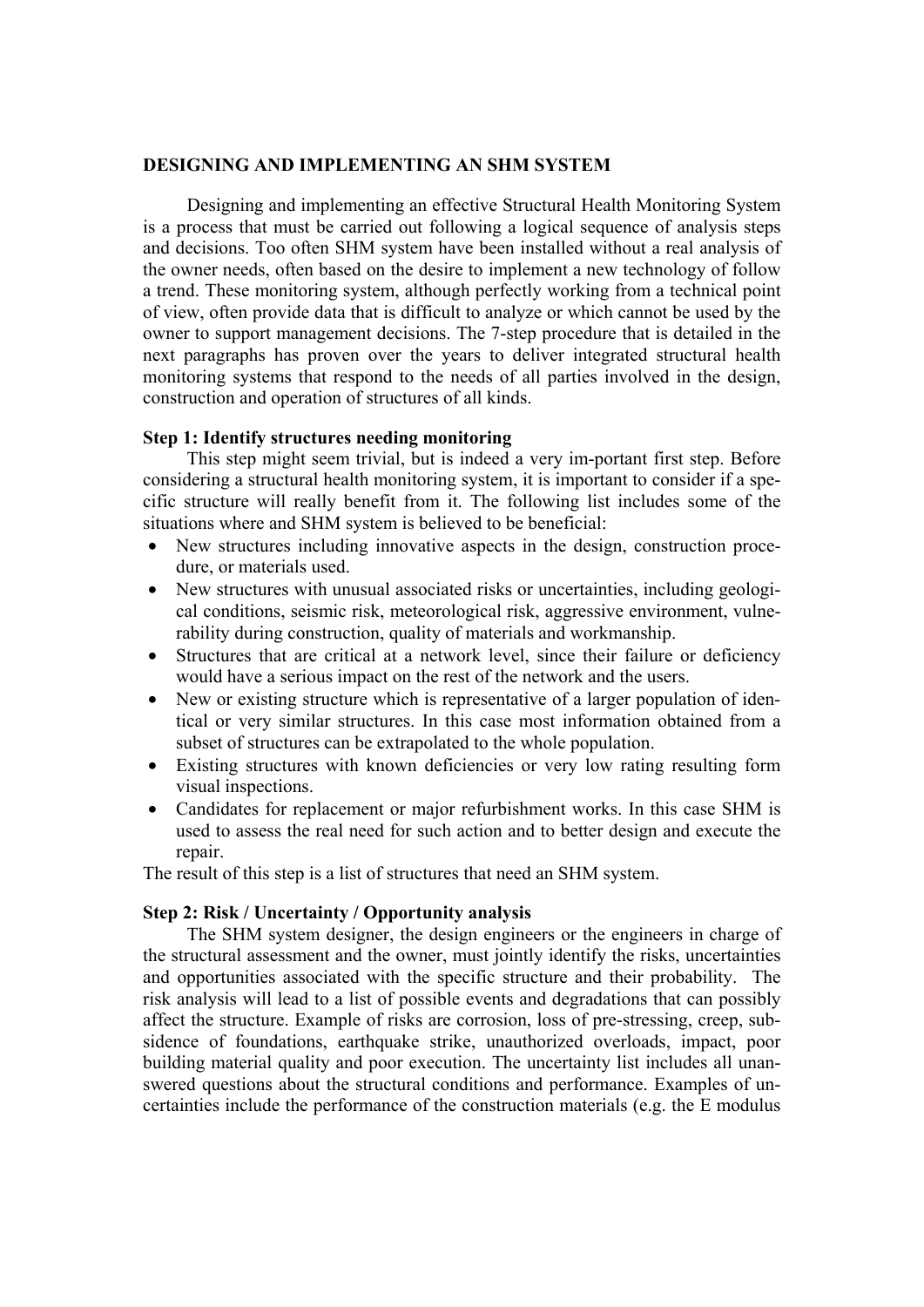## DESIGNING AND IMPLEMENTING AN SHM SYSTEM

Designing and implementing an effective Structural Health Monitoring System is a process that must be carried out following a logical sequence of analysis steps and decisions. Too often SHM system have been installed without a real analysis of the owner needs, often based on the desire to implement a new technology of follow a trend. These monitoring system, although perfectly working from a technical point of view, often provide data that is difficult to analyze or which cannot be used by the owner to support management decisions. The 7-step procedure that is detailed in the next paragraphs has proven over the years to deliver integrated structural health monitoring systems that respond to the needs of all parties involved in the design, construction and operation of structures of all kinds.

### Step 1: Identify structures needing monitoring

This step might seem trivial, but is indeed a very im-portant first step. Before considering a structural health monitoring system, it is important to consider if a specific structure will really benefit from it. The following list includes some of the situations where and SHM system is believed to be beneficial:

- New structures including innovative aspects in the design, construction procedure, or materials used.
- New structures with unusual associated risks or uncertainties, including geological conditions, seismic risk, meteorological risk, aggressive environment, vulnerability during construction, quality of materials and workmanship.
- Structures that are critical at a network level, since their failure or deficiency would have a serious impact on the rest of the network and the users.
- New or existing structure which is representative of a larger population of identical or very similar structures. In this case most information obtained from a subset of structures can be extrapolated to the whole population.
- Existing structures with known deficiencies or very low rating resulting form visual inspections.
- Candidates for replacement or major refurbishment works. In this case SHM is used to assess the real need for such action and to better design and execute the repair.

The result of this step is a list of structures that need an SHM system.

### Step 2: Risk / Uncertainty / Opportunity analysis

The SHM system designer, the design engineers or the engineers in charge of the structural assessment and the owner, must jointly identify the risks, uncertainties and opportunities associated with the specific structure and their probability. The risk analysis will lead to a list of possible events and degradations that can possibly affect the structure. Example of risks are corrosion, loss of pre-stressing, creep, subsidence of foundations, earthquake strike, unauthorized overloads, impact, poor building material quality and poor execution. The uncertainty list includes all unanswered questions about the structural conditions and performance. Examples of uncertainties include the performance of the construction materials (e.g. the E modulus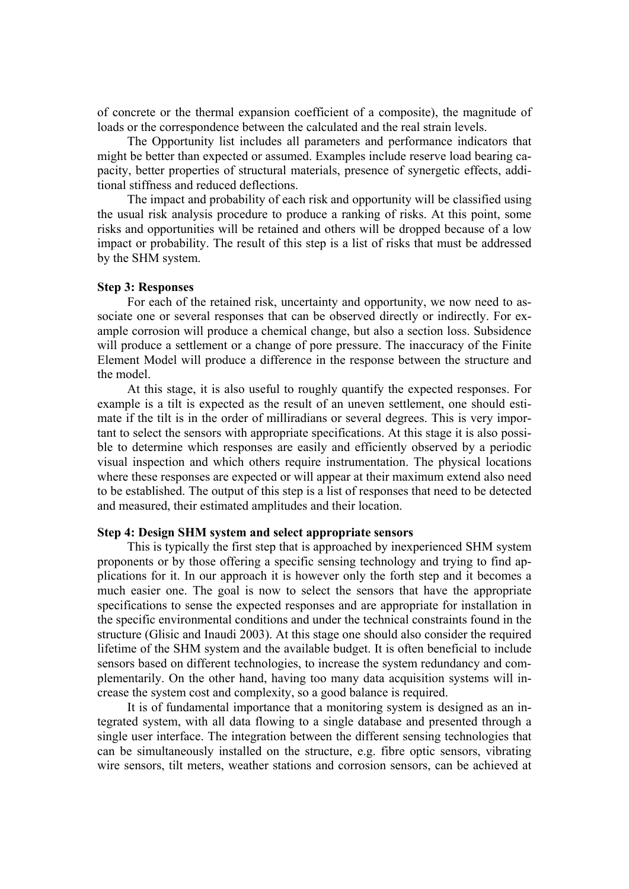of concrete or the thermal expansion coefficient of a composite), the magnitude of loads or the correspondence between the calculated and the real strain levels.

The Opportunity list includes all parameters and performance indicators that might be better than expected or assumed. Examples include reserve load bearing capacity, better properties of structural materials, presence of synergetic effects, additional stiffness and reduced deflections.

The impact and probability of each risk and opportunity will be classified using the usual risk analysis procedure to produce a ranking of risks. At this point, some risks and opportunities will be retained and others will be dropped because of a low impact or probability. The result of this step is a list of risks that must be addressed by the SHM system.

**Step 3: Responses**

For each of the retained risk, uncertainty and opportunity, we now need to associate one or several responses that can be observed directly or indirectly. For example corrosion will produce a chemical change, but also a section loss. Subsidence will produce a settlement or a change of pore pressure. The inaccuracy of the Finite Element Model will produce a difference in the response between the structure and the model.

At this stage, it is also useful to roughly quantify the expected responses. For example is a tilt is expected as the result of an uneven settlement, one should estimate if the tilt is in the order of milliradians or several degrees. This is very important to select the sensors with appropriate specifications. At this stage it is also possible to determine which responses are easily and efficiently observed by a periodic visual inspection and which others require instrumentation. The physical locations where these responses are expected or will appear at their maximum extend also need to be established. The output of this step is a list of responses that need to be detected and measured, their estimated amplitudes and their location.

**Step 4: Design SHM system and select appropriate sensors**

This is typically the first step that is approached by inexperienced SHM system proponents or by those offering a specific sensing technology and trying to find applications for it. In our approach it is however only the forth step and it becomes a much easier one. The goal is now to select the sensors that have the appropriate specifications to sense the expected responses and are appropriate for installation in the specific environmental conditions and under the technical constraints found in the structure (Glisic and Inaudi 2003). At this stage one should also consider the required lifetime of the SHM system and the available budget. It is often beneficial to include sensors based on different technologies, to increase the system redundancy and complementarily. On the other hand, having too many data acquisition systems will increase the system cost and complexity, so a good balance is required.

It is of fundamental importance that a monitoring system is designed as an integrated system, with all data flowing to a single database and presented through a single user interface. The integration between the different sensing technologies that can be simultaneously installed on the structure, e.g. fibre optic sensors, vibrating wire sensors, tilt meters, weather stations and corrosion sensors, can be achieved at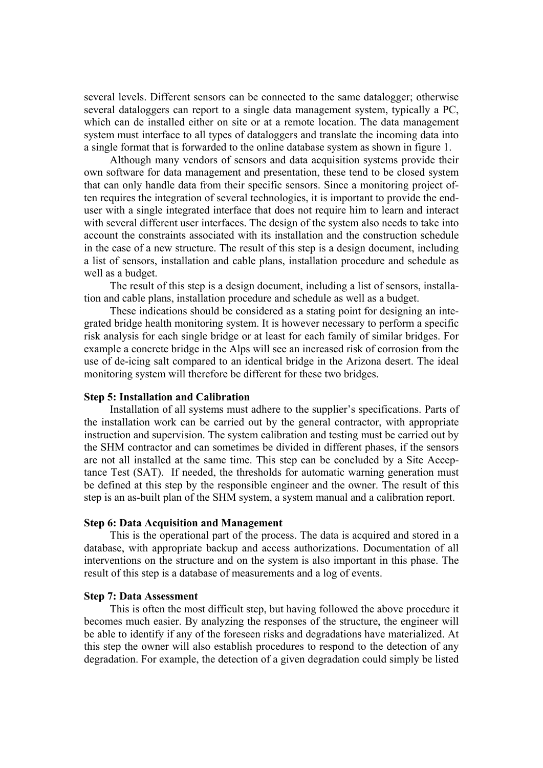several levels. Different sensors can be connected to the same datalogger; otherwise several dataloggers can report to a single data management system, typically a PC, which can de installed either on site or at a remote location. The data management system must interface to all types of dataloggers and translate the incoming data into a single format that is forwarded to the online database system as shown in figure 1.

Although many vendors of sensors and data acquisition systems provide their own software for data management and presentation, these tend to be closed system that can only handle data from their specific sensors. Since a monitoring project often requires the integration of several technologies, it is important to provide the end-user with a single integrated interface that does not require him to learn and interact with several different user interfaces. The design of the system also needs to take into account the constraints associated with its installation and the construction schedule in the case of a new structure. The result of this step is a design document, including a list of sensors, installation and cable plans, installation procedure and schedule as well as a budget.

The result of this step is a design document, including a list of sensors, installation and cable plans, installation procedure and schedule as well as a budget.

These indications should be considered as a stating point for designing an integrated bridge health monitoring system. It is however necessary to perform a specific risk analysis for each single bridge or at least for each family of similar bridges. For example a concrete bridge in the Alps will see an increased risk of corrosion from the use of de-icing salt compared to an identical bridge in the Arizona desert. The ideal monitoring system will therefore be different for these two bridges.

**Step 5: Installation and Calibration**

Installation of all systems must adhere to the supplier's specifications. Parts of the installation work can be carried out by the general contractor, with appropriate instruction and supervision. The system calibration and testing must be carried out by the SHM contractor and can sometimes be divided in different phases, if the sensors are not all installed at the same time. This step can be concluded by a Site Acceptance Test (SAT). If needed, the thresholds for automatic warning generation must be defined at this step by the responsible engineer and the owner. The result of this step is an as-built plan of the SHM system, a system manual and a calibration report.

**Step 6: Data Acquisition and Management**

This is the operational part of the process. The data is acquired and stored in a database, with appropriate backup and access authorizations. Documentation of all interventions on the structure and on the system is also important in this phase. The result of this step is a database of measurements and a log of events.

**Step 7: Data Assessment**

This is often the most difficult step, but having followed the above procedure it becomes much easier. By analyzing the responses of the structure, the engineer will be able to identify if any of the foreseen risks and degradations have materialized. At this step the owner will also establish procedures to respond to the detection of any degradation. For example, the detection of a given degradation could simply be listed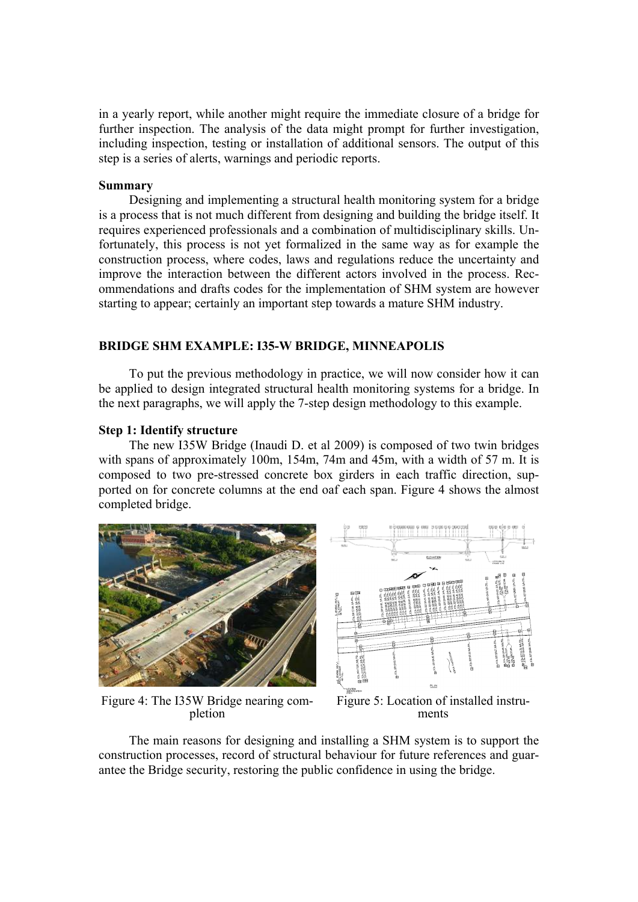in a yearly report, while another might require the immediate closure of a bridge for further inspection. The analysis of the data might prompt for further investigation, including inspection, testing or installation of additional sensors. The output of this step is a series of alerts, warnings and periodic reports.

**Summary**

Designing and implementing a structural health monitoring system for a bridge is a process that is not much different from designing and building the bridge itself. It requires experienced professionals and a combination of multidisciplinary skills. Unfortunately, this process is not yet formalized in the same way as for example the construction process, where codes, laws and regulations reduce the uncertainty and improve the interaction between the different actors involved in the process. Recommendations and drafts codes for the implementation of SHM system are however starting to appear; certainly an important step towards a mature SHM industry.

## BRIDGE SHM EXAMPLE: I35-W BRIDGE, MINNEAPOLIS

To put the previous methodology in practice, we will now consider how it can be applied to design integrated structural health monitoring systems for a bridge. In the next paragraphs, we will apply the 7-step design methodology to this example.

**Step 1: Identify structure**

The new I35W Bridge (Inaudi D. et al 2009) is composed of two twin bridges with spans of approximately 100m, 154m, 74m and 45m, with a width of 57 m. It is composed to two pre-stressed concrete box girders in each traffic direction, supported on for concrete columns at the end oaf each span. Figure 4 shows the almost completed bridge.

Figure 4: The I35W Bridge nearing completion

Figure 5: Location of installed instruments

The main reasons for designing and installing a SHM system is to support the construction processes, record of structural behaviour for future references and guarantee the Bridge security, restoring the public confidence in using the bridge.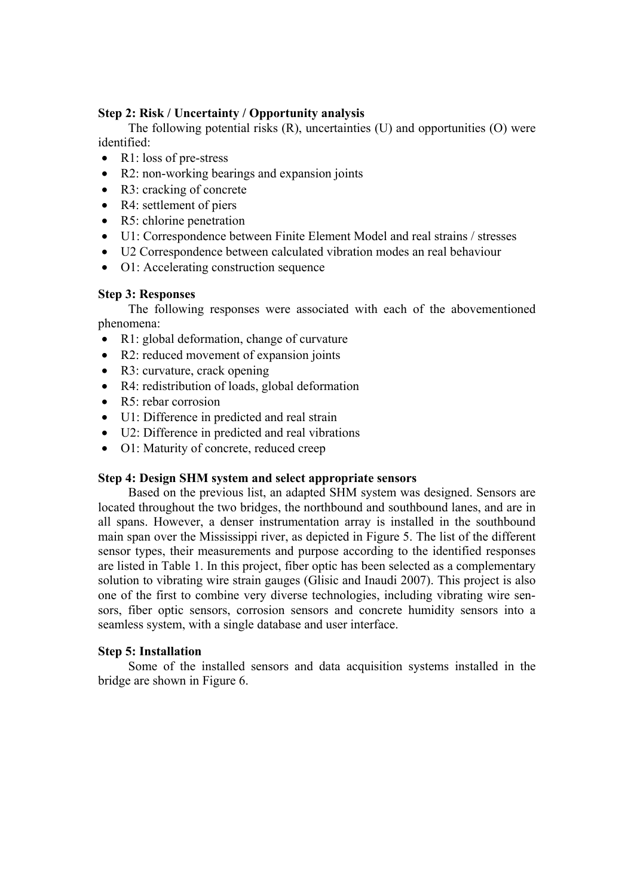**Step 2: Risk / Uncertainty / Opportunity analysis**

The following potential risks (R), uncertainties (U) and opportunities (O) were identified:

- R1: loss of pre-stress
- R2: non-working bearings and expansion joints
- R3: cracking of concrete
- R4: settlement of piers
- R5: chlorine penetration
- U1: Correspondence between Finite Element Model and real strains / stresses
- U2 Correspondence between calculated vibration modes an real behaviour
- O1: Accelerating construction sequence

**Step 3: Responses**

The following responses were associated with each of the abovementioned phenomena:

- R1: global deformation, change of curvature
- R2: reduced movement of expansion joints
- R3: curvature, crack opening
- R4: redistribution of loads, global deformation
- R5: rebar corrosion
- U1: Difference in predicted and real strain
- U2: Difference in predicted and real vibrations
- O1: Maturity of concrete, reduced creep

**Step 4: Design SHM system and select appropriate sensors**

Based on the previous list, an adapted SHM system was designed. Sensors are located throughout the two bridges, the northbound and southbound lanes, and are in all spans. However, a denser instrumentation array is installed in the southbound main span over the Mississippi river, as depicted in Figure 5. The list of the different sensor types, their measurements and purpose according to the identified responses are listed in Table 1. In this project, fiber optic has been selected as a complementary solution to vibrating wire strain gauges (Glisic and Inaudi 2007). This project is also one of the first to combine very diverse technologies, including vibrating wire sensors, fiber optic sensors, corrosion sensors and concrete humidity sensors into a seamless system, with a single database and user interface.

**Step 5: Installation**

Some of the installed sensors and data acquisition systems installed in the bridge are shown in Figure 6.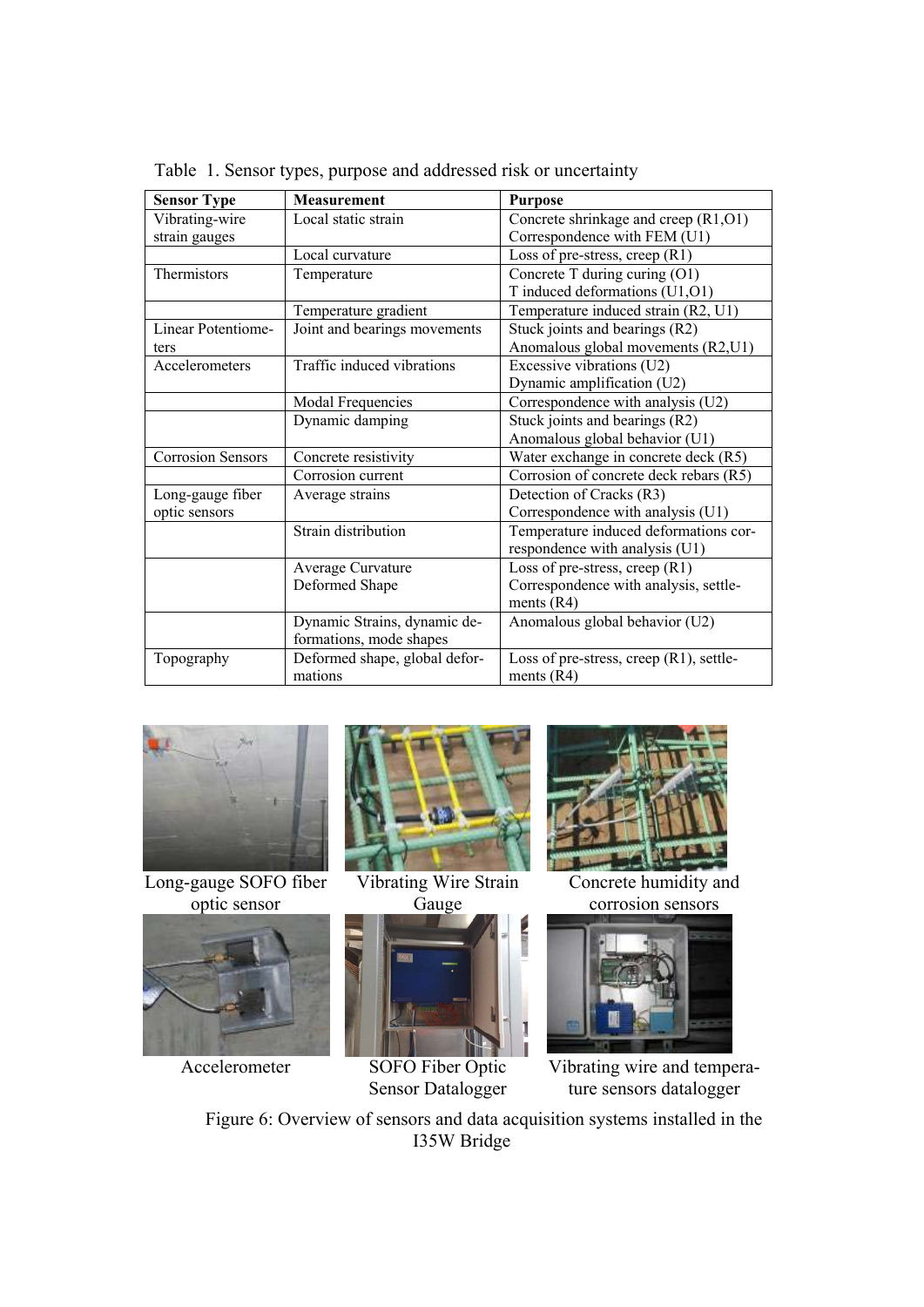Table 1. Sensor types, purpose and addressed risk or uncertainty

| Sensor Type | Measurement | Purpose |
|---|---|---|
| Vibrating-wire strain gauges | Local static strain | Concrete shrinkage and creep (R1,O1) Correspondence with FEM (U1) |
| | Local curvature | Loss of pre-stress, creep (R1) |
| Thermistors | Temperature | Concrete T during curing (O1) T induced deformations (U1,O1) |
| | Temperature gradient | Temperature induced strain (R2, U1) |
| Linear Potentiometers | Joint and bearings movements | Stuck joints and bearings (R2) Anomalous global movements (R2,U1) |
| Accelerometers | Traffic induced vibrations | Excessive vibrations (U2) Dynamic amplification (U2) |
| | Modal Frequencies | Correspondence with analysis (U2) |
| | Dynamic damping | Stuck joints and bearings (R2) Anomalous global behavior (U1) |
| Corrosion Sensors | Concrete resistivity | Water exchange in concrete deck (R5) |
| | Corrosion current | Corrosion of concrete deck rebars (R5) |
| Long-gauge fiber optic sensors | Average strains | Detection of Cracks (R3) Correspondence with analysis (U1) |
| | Strain distribution | Temperature induced deformations correspondence with analysis (U1) |
| | Average Curvature Deformed Shape | Loss of pre-stress, creep (R1) Correspondence with analysis, settlements (R4) |
| | Dynamic Strains, dynamic deformations, mode shapes | Anomalous global behavior (U2) |
| Topography | Deformed shape, global deformations | Loss of pre-stress, creep (R1), settlements (R4) |

Long-gauge SOFO fiber optic sensor

Vibrating Wire Strain Gauge

Concrete humidity and corrosion sensors

Accelerometer

SOFO Fiber Optic Sensor Datalogger

Vibrating wire and temperature sensors datalogger

Figure 6: Overview of sensors and data acquisition systems installed in the I35W Bridge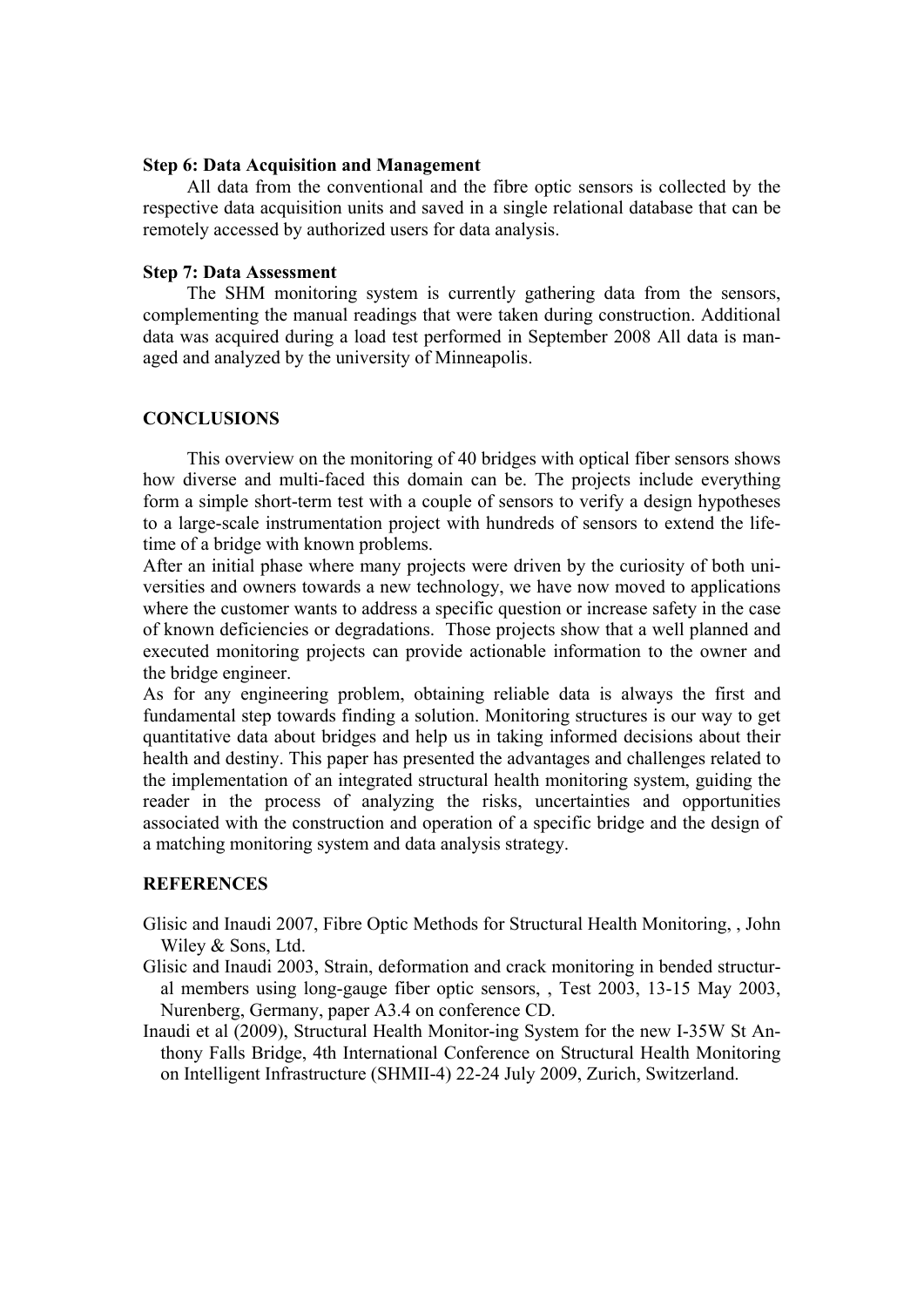**Step 6: Data Acquisition and Management**

All data from the conventional and the fibre optic sensors is collected by the respective data acquisition units and saved in a single relational database that can be remotely accessed by authorized users for data analysis.

**Step 7: Data Assessment**

The SHM monitoring system is currently gathering data from the sensors, complementing the manual readings that were taken during construction. Additional data was acquired during a load test performed in September 2008 All data is managed and analyzed by the university of Minneapolis.

## CONCLUSIONS

This overview on the monitoring of 40 bridges with optical fiber sensors shows how diverse and multi-faced this domain can be. The projects include everything form a simple short-term test with a couple of sensors to verify a design hypotheses to a large-scale instrumentation project with hundreds of sensors to extend the lifetime of a bridge with known problems.

After an initial phase where many projects were driven by the curiosity of both universities and owners towards a new technology, we have now moved to applications where the customer wants to address a specific question or increase safety in the case of known deficiencies or degradations. Those projects show that a well planned and executed monitoring projects can provide actionable information to the owner and the bridge engineer.

As for any engineering problem, obtaining reliable data is always the first and fundamental step towards finding a solution. Monitoring structures is our way to get quantitative data about bridges and help us in taking informed decisions about their health and destiny. This paper has presented the advantages and challenges related to the implementation of an integrated structural health monitoring system, guiding the reader in the process of analyzing the risks, uncertainties and opportunities associated with the construction and operation of a specific bridge and the design of a matching monitoring system and data analysis strategy.

## REFERENCES

Glisic and Inaudi 2007, Fibre Optic Methods for Structural Health Monitoring, , John Wiley & Sons, Ltd.

Glisic and Inaudi 2003, Strain, deformation and crack monitoring in bended structural members using long-gauge fiber optic sensors, , Test 2003, 13-15 May 2003, Nurenberg, Germany, paper A3.4 on conference CD.

Inaudi et al (2009), Structural Health Monitor-ing System for the new I-35W St Anthony Falls Bridge, 4th International Conference on Structural Health Monitoring on Intelligent Infrastructure (SHMII-4) 22-24 July 2009, Zurich, Switzerland.